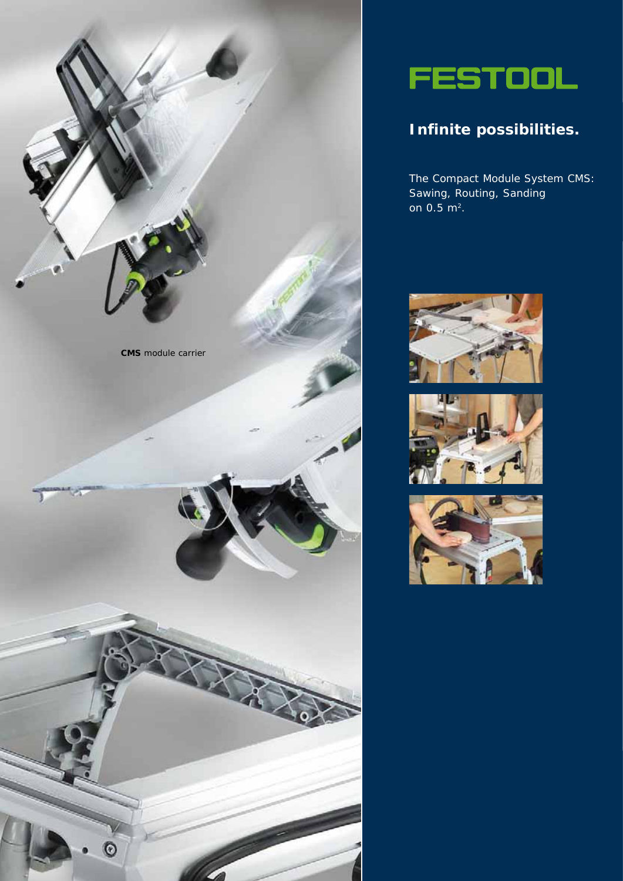# FESTOOL

## Infinite possibilities.

The Compact Module System CMS:
Sawing, Routing, Sanding
on 0.5 m$^2$.

**CMS** module carrier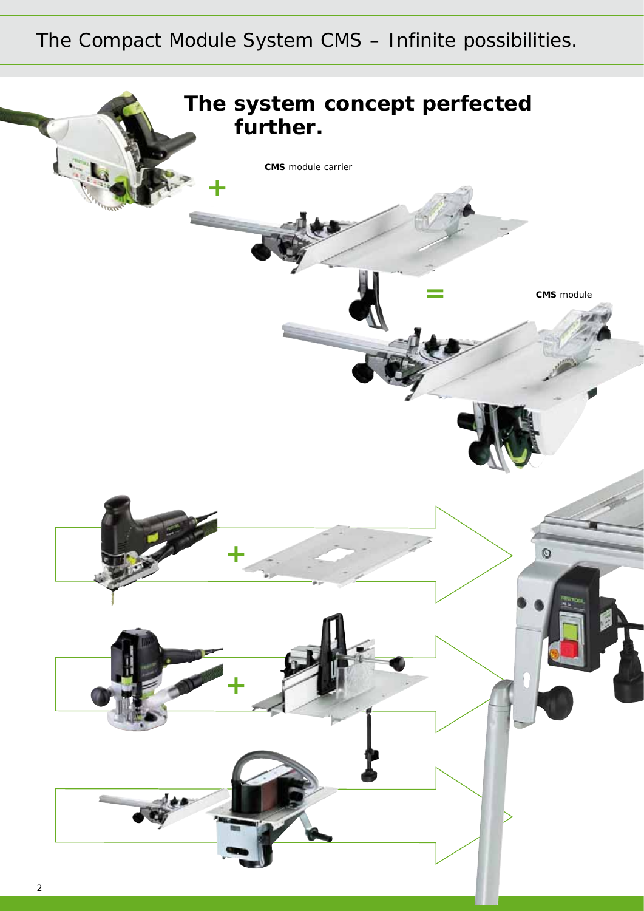# The Compact Module System CMS – Infinite possibilities.

## The system concept perfected further.

**CMS** module carrier

+

=

**CMS** module

+

+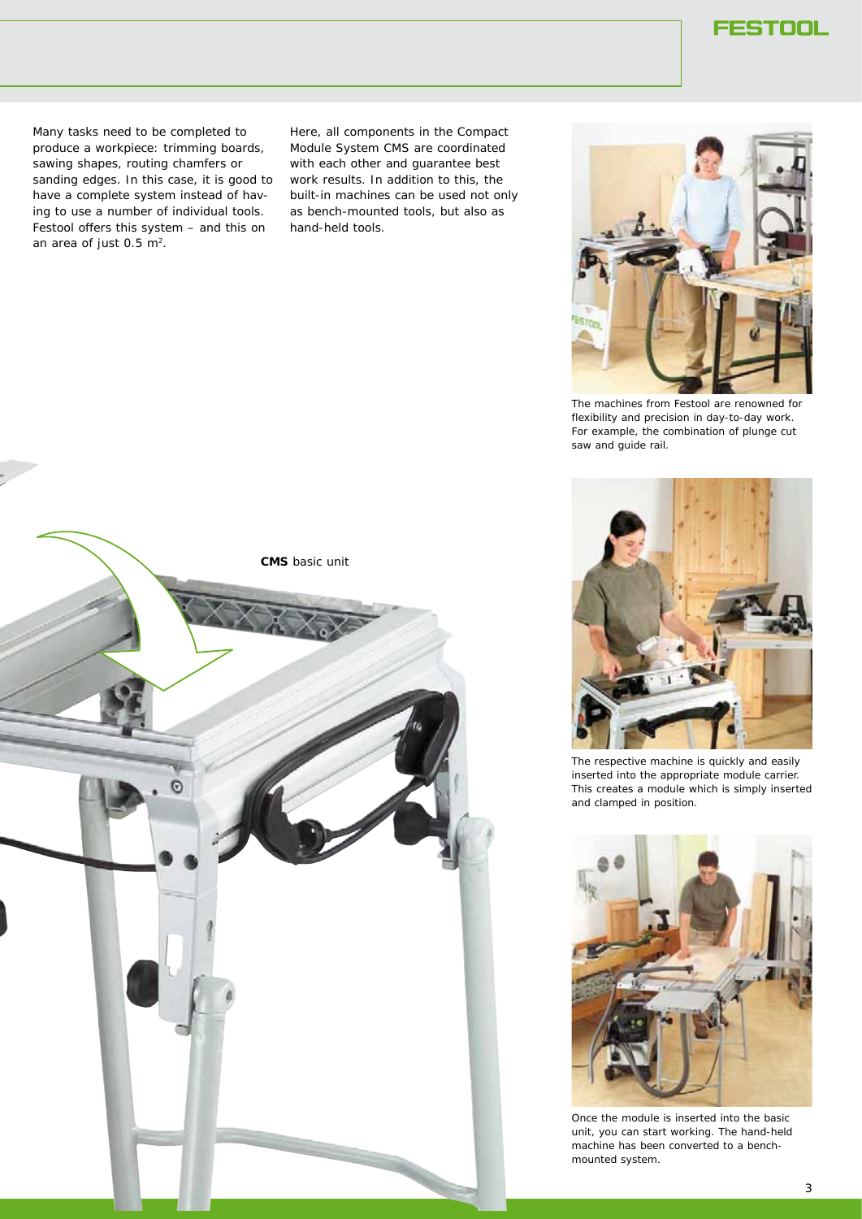Many tasks need to be completed to produce a workpiece: trimming boards, sawing shapes, routing chamfers or sanding edges. In this case, it is good to have a complete system instead of having to use a number of individual tools. Festool offers this system – and this on an area of just 0.5 m².

Here, all components in the Compact Module System CMS are coordinated with each other and guarantee best work results. In addition to this, the built-in machines can be used not only as bench-mounted tools, but also as hand-held tools.

The machines from Festool are renowned for flexibility and precision in day-to-day work. For example, the combination of plunge cut saw and guide rail.

**CMS** basic unit

The respective machine is quickly and easily inserted into the appropriate module carrier. This creates a module which is simply inserted and clamped in position.

Once the module is inserted into the basic unit, you can start working. The hand-held machine has been converted to a bench-mounted system.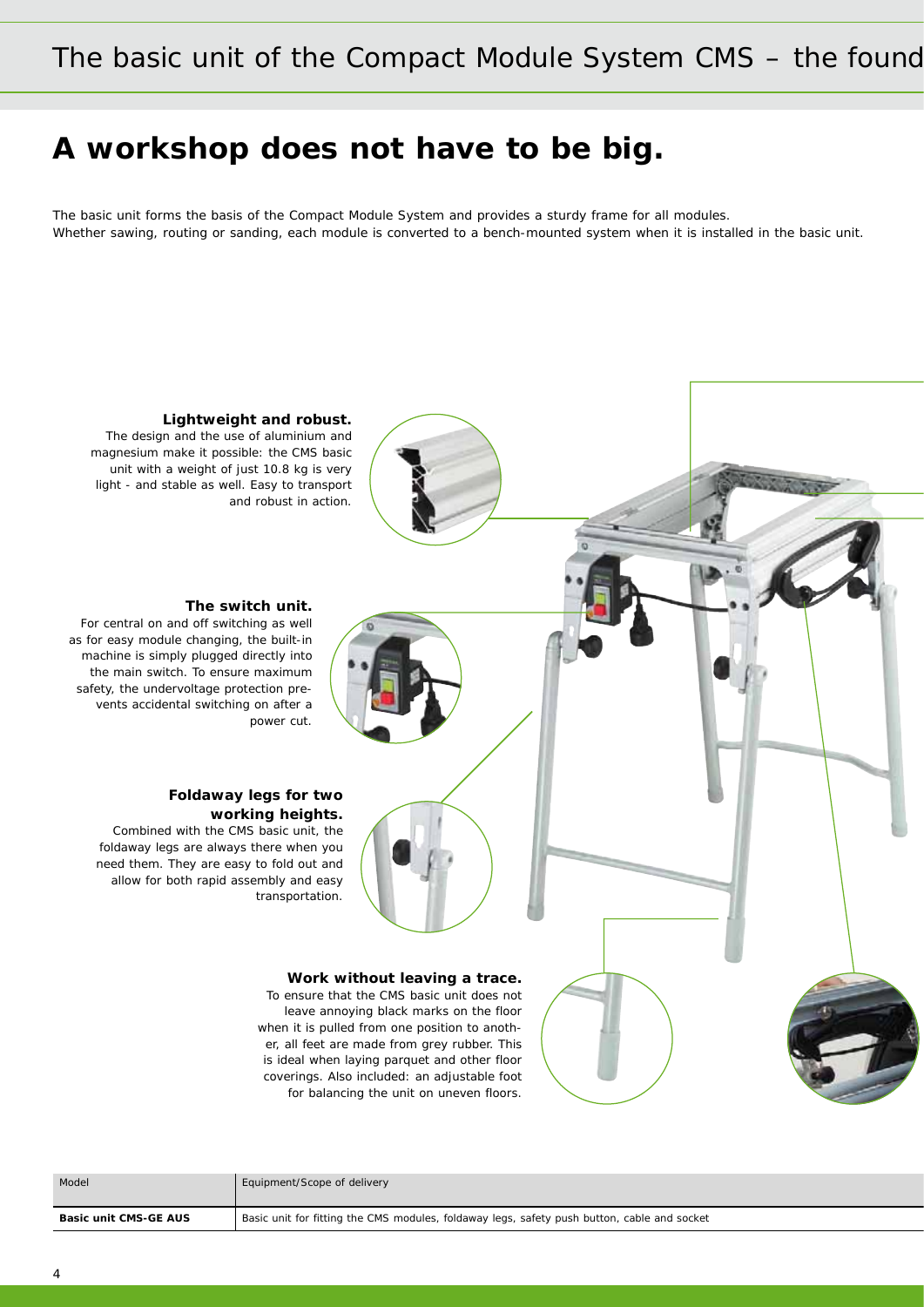# The basic unit of the Compact Module System CMS – the found

## A workshop does not have to be big.

The basic unit forms the basis of the Compact Module System and provides a sturdy frame for all modules. Whether sawing, routing or sanding, each module is converted to a bench-mounted system when it is installed in the basic unit.

**Lightweight and robust.**
The design and the use of aluminium and magnesium make it possible: the CMS basic unit with a weight of just 10.8 kg is very light - and stable as well. Easy to transport and robust in action.

**The switch unit.**
For central on and off switching as well as for easy module changing, the built-in machine is simply plugged directly into the main switch. To ensure maximum safety, the undervoltage protection prevents accidental switching on after a power cut.

**Foldaway legs for two working heights.**
Combined with the CMS basic unit, the foldaway legs are always there when you need them. They are easy to fold out and allow for both rapid assembly and easy transportation.

**Work without leaving a trace.**
To ensure that the CMS basic unit does not leave annoying black marks on the floor when it is pulled from one position to another, all feet are made from grey rubber. This is ideal when laying parquet and other floor coverings. Also included: an adjustable foot for balancing the unit on uneven floors.

| Model | Equipment/Scope of delivery |
| --- | --- |
| **Basic unit CMS-GE AUS** | Basic unit for fitting the CMS modules, foldaway legs, safety push button, cable and socket |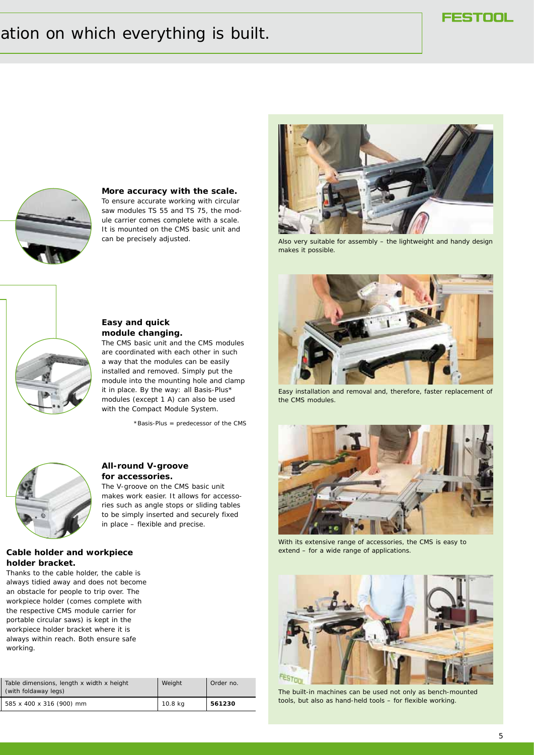ation on which everything is built.

### More accuracy with the scale.

To ensure accurate working with circular saw modules TS 55 and TS 75, the module carrier comes complete with a scale. It is mounted on the CMS basic unit and can be precisely adjusted.

### Easy and quick module changing.

The CMS basic unit and the CMS modules are coordinated with each other in such a way that the modules can be easily installed and removed. Simply put the module into the mounting hole and clamp it in place. By the way: all Basis-Plus* modules (except 1 A) can also be used with the Compact Module System.

*Basis-Plus = predecessor of the CMS

### All-round V-groove for accessories.

The V-groove on the CMS basic unit makes work easier. It allows for accessories such as angle stops or sliding tables to be simply inserted and securely fixed in place – flexible and precise.

### Cable holder and workpiece holder bracket.

Thanks to the cable holder, the cable is always tidied away and does not become an obstacle for people to trip over. The workpiece holder (comes complete with the respective CMS module carrier for portable circular saws) is kept in the workpiece holder bracket where it is always within reach. Both ensure safe working.

| Table dimensions, length x width x height (with foldaway legs) | Weight | Order no. |
|---|---|---|
| 585 x 400 x 316 (900) mm | 10.8 kg | **561230** |

Also very suitable for assembly – the lightweight and handy design makes it possible.

Easy installation and removal and, therefore, faster replacement of the CMS modules.

With its extensive range of accessories, the CMS is easy to extend – for a wide range of applications.

The built-in machines can be used not only as bench-mounted tools, but also as hand-held tools – for flexible working.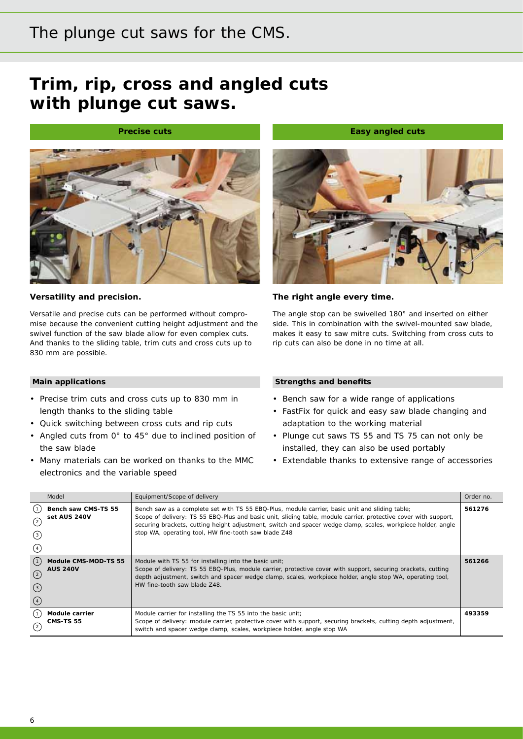# The plunge cut saws for the CMS.

## Trim, rip, cross and angled cuts with plunge cut saws.

**Precise cuts**

### Versatility and precision.

Versatile and precise cuts can be performed without compromise because the convenient cutting height adjustment and the swivel function of the saw blade allow for even complex cuts. And thanks to the sliding table, trim cuts and cross cuts up to 830 mm are possible.

**Easy angled cuts**

### The right angle every time.

The angle stop can be swivelled 180° and inserted on either side. This in combination with the swivel-mounted saw blade, makes it easy to saw mitre cuts. Switching from cross cuts to rip cuts can also be done in no time at all.

### Main applications

- Precise trim cuts and cross cuts up to 830 mm in length thanks to the sliding table
- Quick switching between cross cuts and rip cuts
- Angled cuts from 0° to 45° due to inclined position of the saw blade
- Many materials can be worked on thanks to the MMC electronics and the variable speed

### Strengths and benefits

- Bench saw for a wide range of applications
- FastFix for quick and easy saw blade changing and adaptation to the working material
- Plunge cut saws TS 55 and TS 75 can not only be installed, they can also be used portably
- Extendable thanks to extensive range of accessories

| | Model | Equipment/Scope of delivery | Order no. |
|---|---|---|---|
| (1) (2) (3) (4) | **Bench saw CMS-TS 55 set AUS 240V** | Bench saw as a complete set with TS 55 EBQ-Plus, module carrier, basic unit and sliding table; Scope of delivery: TS 55 EBQ-Plus and basic unit, sliding table, module carrier, protective cover with support, securing brackets, cutting height adjustment, switch and spacer wedge clamp, scales, workpiece holder, angle stop WA, operating tool, HW fine-tooth saw blade Z48 | **561276** |
| (1) (2) (3) (4) | **Module CMS-MOD-TS 55 AUS 240V** | Module with TS 55 for installing into the basic unit; Scope of delivery: TS 55 EBQ-Plus, module carrier, protective cover with support, securing brackets, cutting depth adjustment, switch and spacer wedge clamp, scales, workpiece holder, angle stop WA, operating tool, HW fine-tooth saw blade Z48. | **561266** |
| (1) (2) | **Module carrier CMS-TS 55** | Module carrier for installing the TS 55 into the basic unit; Scope of delivery: module carrier, protective cover with support, securing brackets, cutting depth adjustment, switch and spacer wedge clamp, scales, workpiece holder, angle stop WA | **493359** |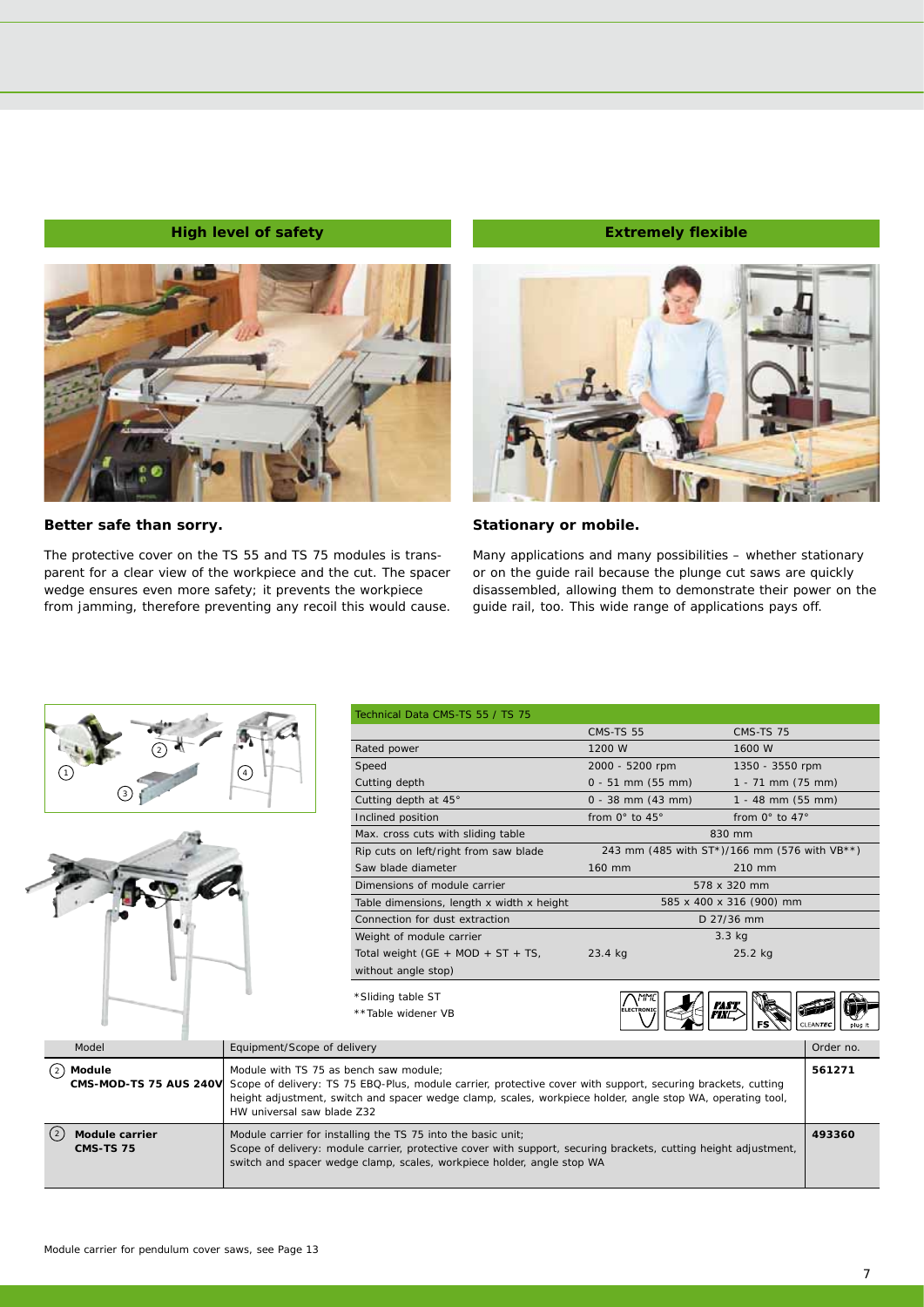## High level of safety

### Better safe than sorry.

The protective cover on the TS 55 and TS 75 modules is transparent for a clear view of the workpiece and the cut. The spacer wedge ensures even more safety; it prevents the workpiece from jamming, therefore preventing any recoil this would cause.

## Extremely flexible

### Stationary or mobile.

Many applications and many possibilities – whether stationary or on the guide rail because the plunge cut saws are quickly disassembled, allowing them to demonstrate their power on the guide rail, too. This wide range of applications pays off.

| Technical Data CMS-TS 55 / TS 75 | | |
|---|---|---|
| | CMS-TS 55 | CMS-TS 75 |
| Rated power | 1200 W | 1600 W |
| Speed | 2000 - 5200 rpm | 1350 - 3550 rpm |
| Cutting depth | 0 - 51 mm (55 mm) | 1 - 71 mm (75 mm) |
| Cutting depth at 45° | 0 - 38 mm (43 mm) | 1 - 48 mm (55 mm) |
| Inclined position | from 0° to 45° | from 0° to 47° |
| Max. cross cuts with sliding table | 830 mm | |
| Rip cuts on left/right from saw blade | 243 mm (485 with ST*)/166 mm (576 with VB**) | |
| Saw blade diameter | 160 mm | 210 mm |
| Dimensions of module carrier | 578 x 320 mm | |
| Table dimensions, length x width x height | 585 x 400 x 316 (900) mm | |
| Connection for dust extraction | D 27/36 mm | |
| Weight of module carrier | 3.3 kg | |
| Total weight (GE + MOD + ST + TS, without angle stop) | 23.4 kg | 25.2 kg |

*Sliding table ST
**Table widener VB

| Model | Equipment/Scope of delivery | Order no. |
|---|---|---|
| (2) **Module CMS-MOD-TS 75 AUS 240V** | Module with TS 75 as bench saw module; Scope of delivery: TS 75 EBQ-Plus, module carrier, protective cover with support, securing brackets, cutting height adjustment, switch and spacer wedge clamp, scales, workpiece holder, angle stop WA, operating tool, HW universal saw blade Z32 | **561271** |
| (2) **Module carrier CMS-TS 75** | Module carrier for installing the TS 75 into the basic unit; Scope of delivery: module carrier, protective cover with support, securing brackets, cutting height adjustment, switch and spacer wedge clamp, scales, workpiece holder, angle stop WA | **493360** |

Module carrier for pendulum cover saws, see Page 13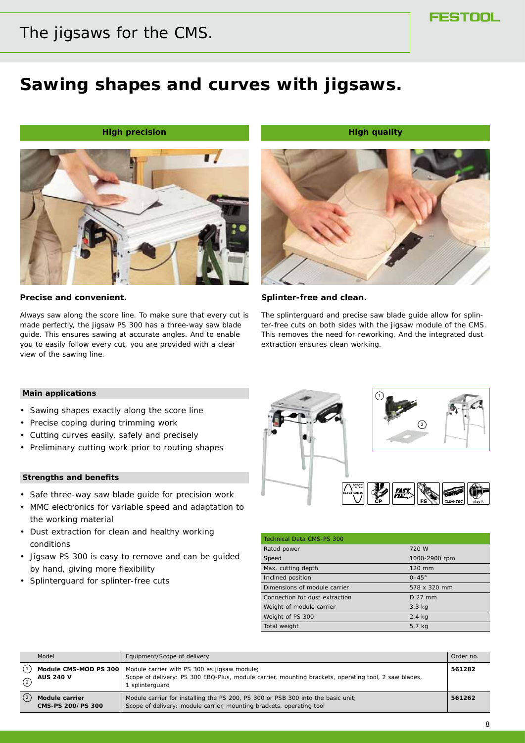# The jigsaws for the CMS.

## Sawing shapes and curves with jigsaws.

**High precision**

**Precise and convenient.**

Always saw along the score line. To make sure that every cut is made perfectly, the jigsaw PS 300 has a three-way saw blade guide. This ensures sawing at accurate angles. And to enable you to easily follow every cut, you are provided with a clear view of the sawing line.

**High quality**

**Splinter-free and clean.**

The splinterguard and precise saw blade guide allow for splinter-free cuts on both sides with the jigsaw module of the CMS. This removes the need for reworking. And the integrated dust extraction ensures clean working.

### Main applications

- Sawing shapes exactly along the score line
- Precise coping during trimming work
- Cutting curves easily, safely and precisely
- Preliminary cutting work prior to routing shapes

### Strengths and benefits

- Safe three-way saw blade guide for precision work
- MMC electronics for variable speed and adaptation to the working material
- Dust extraction for clean and healthy working conditions
- Jigsaw PS 300 is easy to remove and can be guided by hand, giving more flexibility
- Splinterguard for splinter-free cuts

| Technical Data CMS-PS 300 | |
|---|---|
| Rated power | 720 W |
| Speed | 1000-2900 rpm |
| Max. cutting depth | 120 mm |
| Inclined position | 0–45° |
| Dimensions of module carrier | 578 x 320 mm |
| Connection for dust extraction | D 27 mm |
| Weight of module carrier | 3.3 kg |
| Weight of PS 300 | 2.4 kg |
| Total weight | 5.7 kg |

| | Model | Equipment/Scope of delivery | Order no. |
|---|---|---|---|
| (1) (2) | **Module CMS-MOD PS 300 AUS 240 V** | Module carrier with PS 300 as jigsaw module; Scope of delivery: PS 300 EBQ-Plus, module carrier, mounting brackets, operating tool, 2 saw blades, 1 splinterguard | **561282** |
| (2) | **Module carrier CMS-PS 200/PS 300** | Module carrier for installing the PS 200, PS 300 or PSB 300 into the basic unit; Scope of delivery: module carrier, mounting brackets, operating tool | **561262** |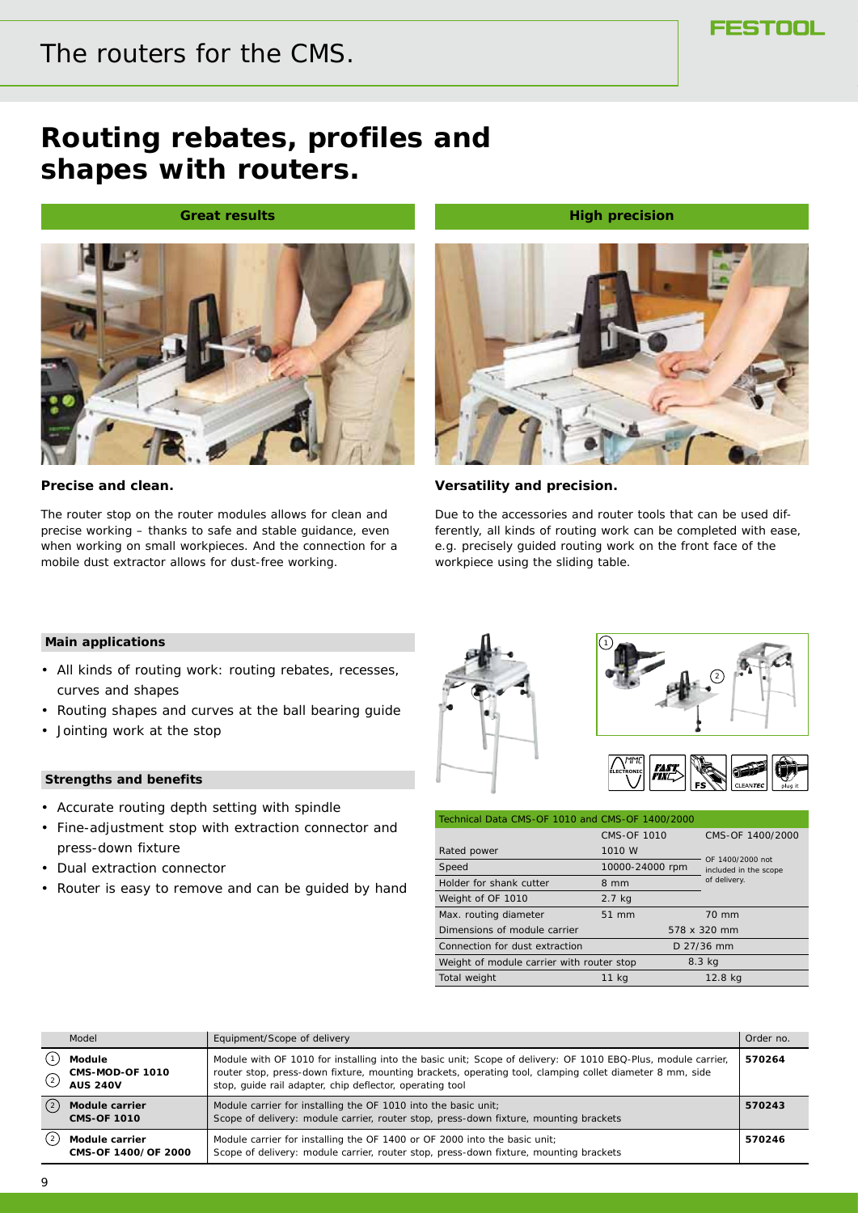# The routers for the CMS.

## Routing rebates, profiles and shapes with routers.

**Great results**

**Precise and clean.**

The router stop on the router modules allows for clean and precise working – thanks to safe and stable guidance, even when working on small workpieces. And the connection for a mobile dust extractor allows for dust-free working.

**High precision**

**Versatility and precision.**

Due to the accessories and router tools that can be used differently, all kinds of routing work can be completed with ease, e.g. precisely guided routing work on the front face of the workpiece using the sliding table.

### Main applications

- All kinds of routing work: routing rebates, recesses, curves and shapes
- Routing shapes and curves at the ball bearing guide
- Jointing work at the stop

### Strengths and benefits

- Accurate routing depth setting with spindle
- Fine-adjustment stop with extraction connector and press-down fixture
- Dual extraction connector
- Router is easy to remove and can be guided by hand

| Technical Data CMS-OF 1010 and CMS-OF 1400/2000 | CMS-OF 1010 | CMS-OF 1400/2000 |
|---|---|---|
| Rated power | 1010 W | OF 1400/2000 not included in the scope of delivery. |
| Speed | 10000-24000 rpm | |
| Holder for shank cutter | 8 mm | |
| Weight of OF 1010 | 2.7 kg | |
| Max. routing diameter | 51 mm | 70 mm |
| Dimensions of module carrier | 578 x 320 mm | 578 x 320 mm |
| Connection for dust extraction | D 27/36 mm | D 27/36 mm |
| Weight of module carrier with router stop | 8.3 kg | 8.3 kg |
| Total weight | 11 kg | 12.8 kg |

| Model | Equipment/Scope of delivery | Order no. |
|---|---|---|
| (1) (2) **Module CMS-MOD-OF 1010 AUS 240V** | Module with OF 1010 for installing into the basic unit; Scope of delivery: OF 1010 EBQ-Plus, module carrier, router stop, press-down fixture, mounting brackets, operating tool, clamping collet diameter 8 mm, side stop, guide rail adapter, chip deflector, operating tool | **570264** |
| (2) **Module carrier CMS-OF 1010** | Module carrier for installing the OF 1010 into the basic unit; Scope of delivery: module carrier, router stop, press-down fixture, mounting brackets | **570243** |
| (2) **Module carrier CMS-OF 1400/OF 2000** | Module carrier for installing the OF 1400 or OF 2000 into the basic unit; Scope of delivery: module carrier, router stop, press-down fixture, mounting brackets | **570246** |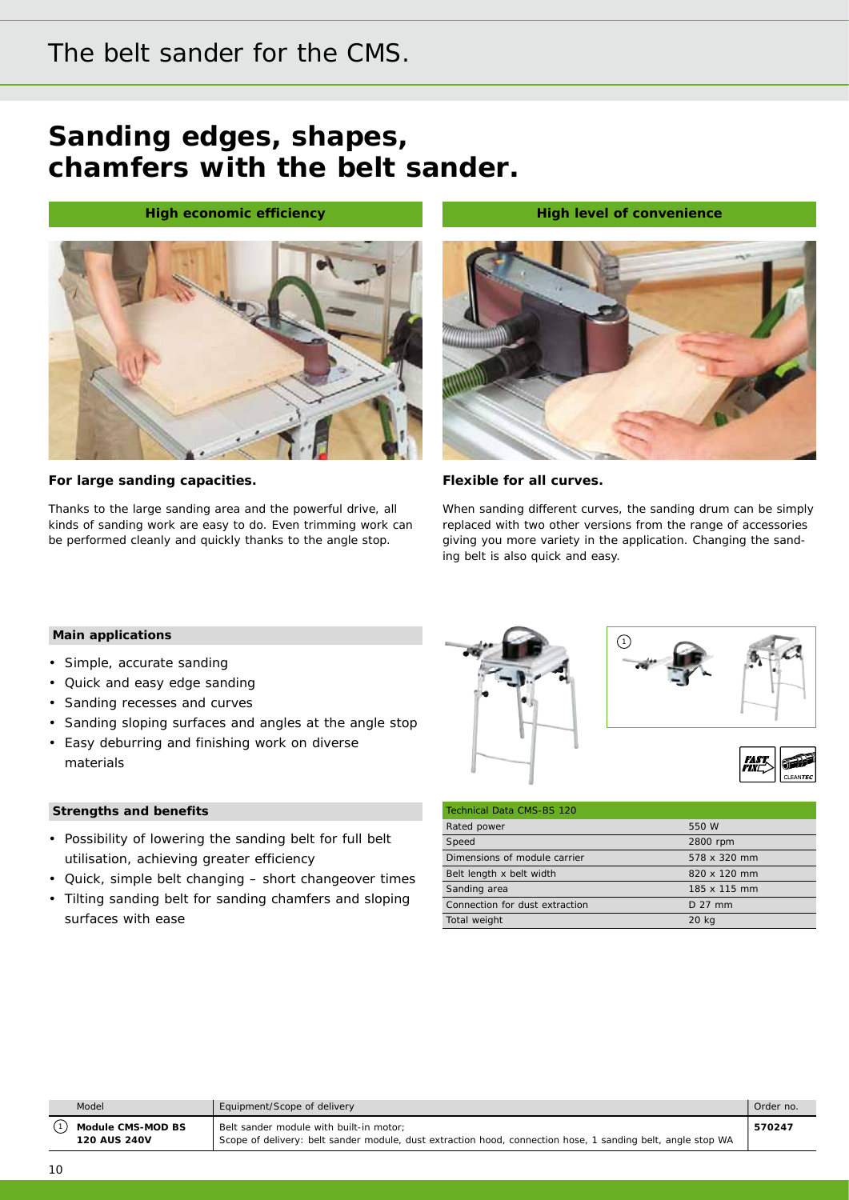# The belt sander for the CMS.

## Sanding edges, shapes, chamfers with the belt sander.

**High economic efficiency**

**For large sanding capacities.**

Thanks to the large sanding area and the powerful drive, all kinds of sanding work are easy to do. Even trimming work can be performed cleanly and quickly thanks to the angle stop.

**High level of convenience**

**Flexible for all curves.**

When sanding different curves, the sanding drum can be simply replaced with two other versions from the range of accessories giving you more variety in the application. Changing the sanding belt is also quick and easy.

### Main applications

- Simple, accurate sanding
- Quick and easy edge sanding
- Sanding recesses and curves
- Sanding sloping surfaces and angles at the angle stop
- Easy deburring and finishing work on diverse materials

### Strengths and benefits

- Possibility of lowering the sanding belt for full belt utilisation, achieving greater efficiency
- Quick, simple belt changing – short changeover times
- Tilting sanding belt for sanding chamfers and sloping surfaces with ease

| Technical Data CMS-BS 120 | |
|---|---|
| Rated power | 550 W |
| Speed | 2800 rpm |
| Dimensions of module carrier | 578 x 320 mm |
| Belt length x belt width | 820 x 120 mm |
| Sanding area | 185 x 115 mm |
| Connection for dust extraction | D 27 mm |
| Total weight | 20 kg |

| | Model | Equipment/Scope of delivery | Order no. |
|---|---|---|---|
| (1) | **Module CMS-MOD BS 120 AUS 240V** | Belt sander module with built-in motor; Scope of delivery: belt sander module, dust extraction hood, connection hose, 1 sanding belt, angle stop WA | **570247** |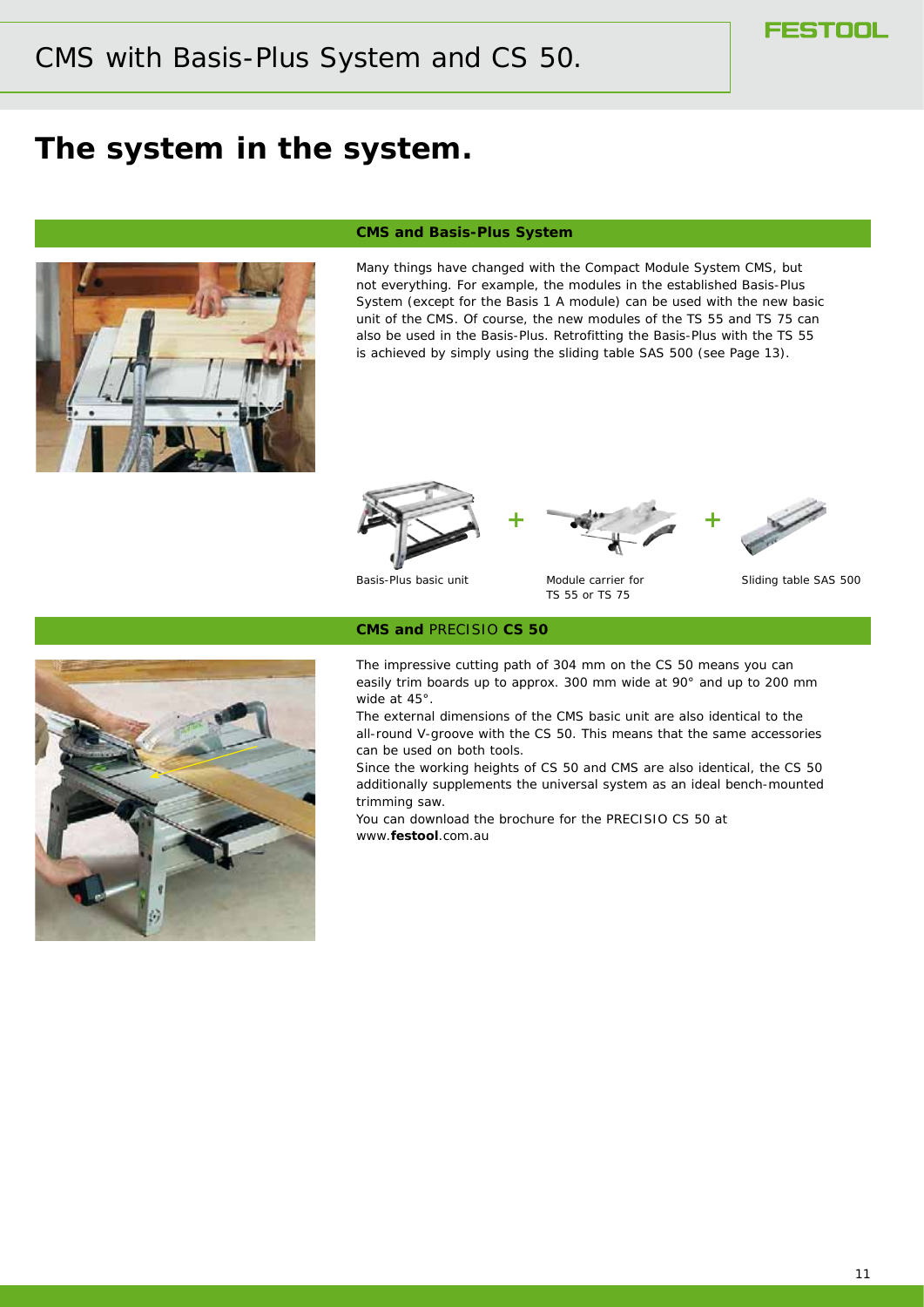# CMS with Basis-Plus System and CS 50.

## The system in the system.

### CMS and Basis-Plus System

Many things have changed with the Compact Module System CMS, but not everything. For example, the modules in the established Basis-Plus System (except for the Basis 1 A module) can be used with the new basic unit of the CMS. Of course, the new modules of the TS 55 and TS 75 can also be used in the Basis-Plus. Retrofitting the Basis-Plus with the TS 55 is achieved by simply using the sliding table SAS 500 (see Page 13).

Basis-Plus basic unit + Module carrier for TS 55 or TS 75 + Sliding table SAS 500

### CMS and PRECISIO CS 50

The impressive cutting path of 304 mm on the CS 50 means you can easily trim boards up to approx. 300 mm wide at 90° and up to 200 mm wide at 45°.

The external dimensions of the CMS basic unit are also identical to the all-round V-groove with the CS 50. This means that the same accessories can be used on both tools.

Since the working heights of CS 50 and CMS are also identical, the CS 50 additionally supplements the universal system as an ideal bench-mounted trimming saw.

You can download the brochure for the PRECISIO CS 50 at www.**festool**.com.au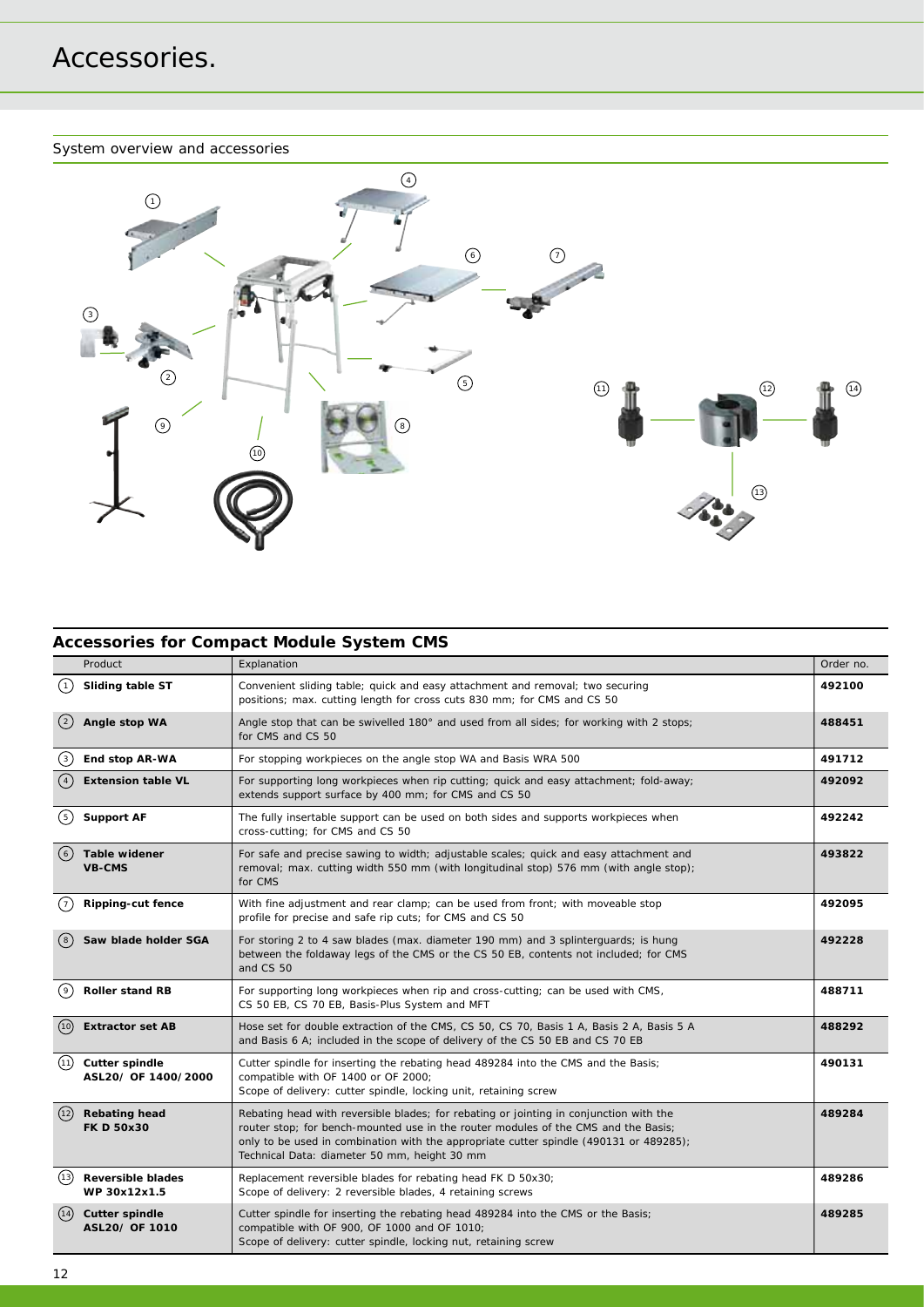# Accessories.

System overview and accessories

## Accessories for Compact Module System CMS

| | Product | Explanation | Order no. |
|---|---|---|---|
| 1 | **Sliding table ST** | Convenient sliding table; quick and easy attachment and removal; two securing positions; max. cutting length for cross cuts 830 mm; for CMS and CS 50 | **492100** |
| 2 | **Angle stop WA** | Angle stop that can be swivelled 180° and used from all sides; for working with 2 stops; for CMS and CS 50 | **488451** |
| 3 | **End stop AR-WA** | For stopping workpieces on the angle stop WA and Basis WRA 500 | **491712** |
| 4 | **Extension table VL** | For supporting long workpieces when rip cutting; quick and easy attachment; fold-away; extends support surface by 400 mm; for CMS and CS 50 | **492092** |
| 5 | **Support AF** | The fully insertable support can be used on both sides and supports workpieces when cross-cutting; for CMS and CS 50 | **492242** |
| 6 | **Table widener VB-CMS** | For safe and precise sawing to width; adjustable scales; quick and easy attachment and removal; max. cutting width 550 mm (with longitudinal stop) 576 mm (with angle stop); for CMS | **493822** |
| 7 | **Ripping-cut fence** | With fine adjustment and rear clamp; can be used from front; with moveable stop profile for precise and safe rip cuts; for CMS and CS 50 | **492095** |
| 8 | **Saw blade holder SGA** | For storing 2 to 4 saw blades (max. diameter 190 mm) and 3 splinterguards; is hung between the foldaway legs of the CMS or the CS 50 EB, contents not included; for CMS and CS 50 | **492228** |
| 9 | **Roller stand RB** | For supporting long workpieces when rip and cross-cutting; can be used with CMS, CS 50 EB, CS 70 EB, Basis-Plus System and MFT | **488711** |
| 10 | **Extractor set AB** | Hose set for double extraction of the CMS, CS 50, CS 70, Basis 1 A, Basis 2 A, Basis 5 A and Basis 6 A; included in the scope of delivery of the CS 50 EB and CS 70 EB | **488292** |
| 11 | **Cutter spindle ASL20/ OF 1400/2000** | Cutter spindle for inserting the rebating head 489284 into the CMS and the Basis; compatible with OF 1400 or OF 2000; Scope of delivery: cutter spindle, locking unit, retaining screw | **490131** |
| 12 | **Rebating head FK D 50x30** | Rebating head with reversible blades; for rebating or jointing in conjunction with the router; for bench-mounted use in the router modules of the CMS and the Basis; only to be used in combination with the appropriate cutter spindle (490131 or 489285); Technical Data: diameter 50 mm, height 30 mm | **489284** |
| 13 | **Reversible blades WP 30x12x1.5** | Replacement reversible blades for rebating head FK D 50x30; Scope of delivery: 2 reversible blades, 4 retaining screws | **489286** |
| 14 | **Cutter spindle ASL20/ OF 1010** | Cutter spindle for inserting the rebating head 489284 into the CMS or the Basis; compatible with OF 900, OF 1000 and OF 1010; Scope of delivery: cutter spindle, locking nut, retaining screw | **489285** |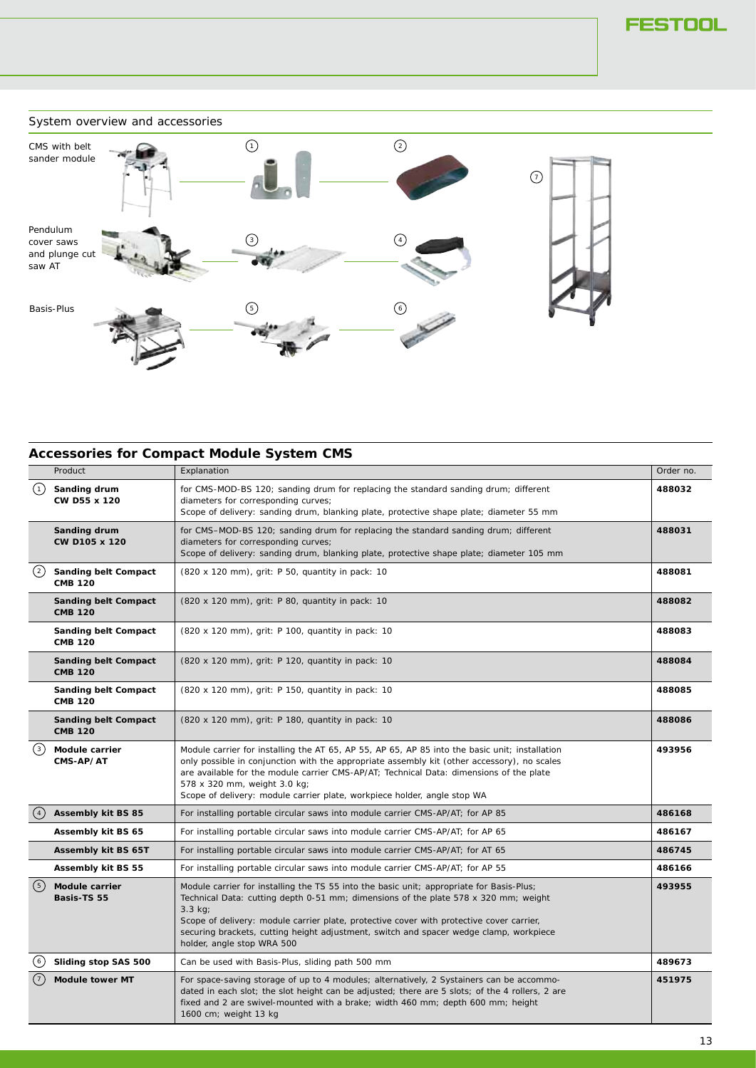## System overview and accessories

CMS with belt sander module

Pendulum cover saws and plunge cut saw AT

Basis-Plus

## Accessories for Compact Module System CMS

| | Product | Explanation | Order no. |
|---|---|---|---|
| 1 | **Sanding drum CW D55 x 120** | for CMS-MOD-BS 120; sanding drum for replacing the standard sanding drum; different diameters for corresponding curves; Scope of delivery: sanding drum, blanking plate, protective shape plate; diameter 55 mm | **488032** |
| | **Sanding drum CW D105 x 120** | for CMS–MOD-BS 120; sanding drum for replacing the standard sanding drum; different diameters for corresponding curves; Scope of delivery: sanding drum, blanking plate, protective shape plate; diameter 105 mm | **488031** |
| 2 | **Sanding belt Compact CMB 120** | (820 x 120 mm), grit: P 50, quantity in pack: 10 | **488081** |
| | **Sanding belt Compact CMB 120** | (820 x 120 mm), grit: P 80, quantity in pack: 10 | **488082** |
| | **Sanding belt Compact CMB 120** | (820 x 120 mm), grit: P 100, quantity in pack: 10 | **488083** |
| | **Sanding belt Compact CMB 120** | (820 x 120 mm), grit: P 120, quantity in pack: 10 | **488084** |
| | **Sanding belt Compact CMB 120** | (820 x 120 mm), grit: P 150, quantity in pack: 10 | **488085** |
| | **Sanding belt Compact CMB 120** | (820 x 120 mm), grit: P 180, quantity in pack: 10 | **488086** |
| 3 | **Module carrier CMS-AP/AT** | Module carrier for installing the AT 65, AP 55, AP 65, AP 85 into the basic unit; installation only possible in conjunction with the appropriate assembly kit (other accessory), no scales are available for the module carrier CMS-AP/AT; Technical Data: dimensions of the plate 578 x 320 mm, weight 3.0 kg; Scope of delivery: module carrier plate, workpiece holder, angle stop WA | **493956** |
| 4 | **Assembly kit BS 85** | For installing portable circular saws into module carrier CMS-AP/AT; for AP 85 | **486168** |
| | **Assembly kit BS 65** | For installing portable circular saws into module carrier CMS-AP/AT; for AP 65 | **486167** |
| | **Assembly kit BS 65T** | For installing portable circular saws into module carrier CMS-AP/AT; for AT 65 | **486745** |
| | **Assembly kit BS 55** | For installing portable circular saws into module carrier CMS-AP/AT; for AP 55 | **486166** |
| 5 | **Module carrier Basis-TS 55** | Module carrier for installing the TS 55 into the basic unit; appropriate for Basis-Plus; Technical Data: cutting depth 0-51 mm; dimensions of the plate 578 x 320 mm; weight 3.3 kg; Scope of delivery: module carrier plate, protective cover with protective cover carrier, securing brackets, cutting height adjustment, switch and spacer wedge clamp, workpiece holder, angle stop WRA 500 | **493955** |
| 6 | **Sliding stop SAS 500** | Can be used with Basis-Plus, sliding path 500 mm | **489673** |
| 7 | **Module tower MT** | For space-saving storage of up to 4 modules; alternatively, 2 Systainers can be accommodated in each slot; the slot height can be adjusted; there are 5 slots; of the 4 rollers, 2 are fixed and 2 are swivel-mounted with a brake; width 460 mm; depth 600 mm; height 1600 cm; weight 13 kg | **451975** |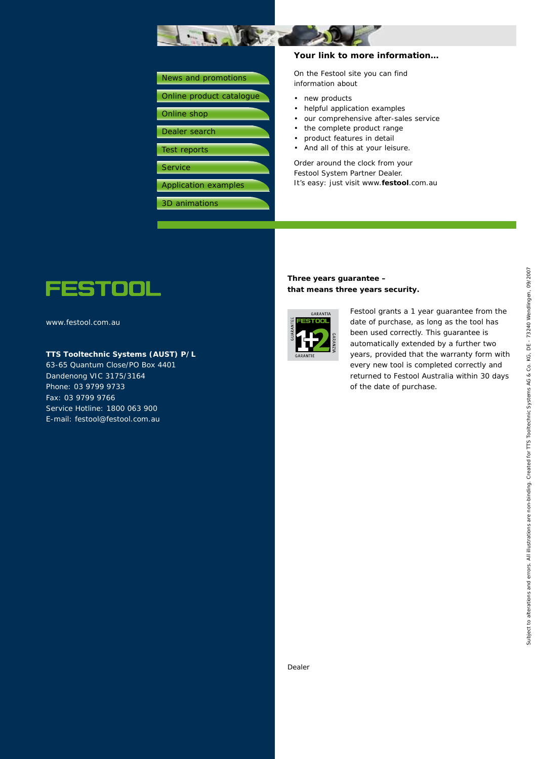- News and promotions
- Online product catalogue
- Online shop
- Dealer search
- Test reports
- Service
- Application examples
- 3D animations

**Your link to more information…**

On the Festool site you can find information about

- new products
- helpful application examples
- our comprehensive after-sales service
- the complete product range
- product features in detail
- And all of this at your leisure.

Order around the clock from your Festool System Partner Dealer.
It's easy: just visit www.**festool**.com.au

FESTOOL

www.festool.com.au

**TTS Tooltechnic Systems (AUST) P/L**
63-65 Quantum Close/PO Box 4401
Dandenong VIC 3175/3164
Phone: 03 9799 9733
Fax: 03 9799 9766
Service Hotline: 1800 063 900
E-mail: festool@festool.com.au

**Three years guarantee – that means three years security.**

GARANTIA FESTOOL 1+2 GUARANTEE GARANZIA GARANTIE

Festool grants a 1 year guarantee from the date of purchase, as long as the tool has been used correctly. This guarantee is automatically extended by a further two years, provided that the warranty form with every new tool is completed correctly and returned to Festool Australia within 30 days of the date of purchase.

Dealer

Subject to alterations and errors. All illustrations are non-binding. Created for TTS Tooltechnic Systems AG & Co. KG, DE - 73240 Wendlingen, 09/2007